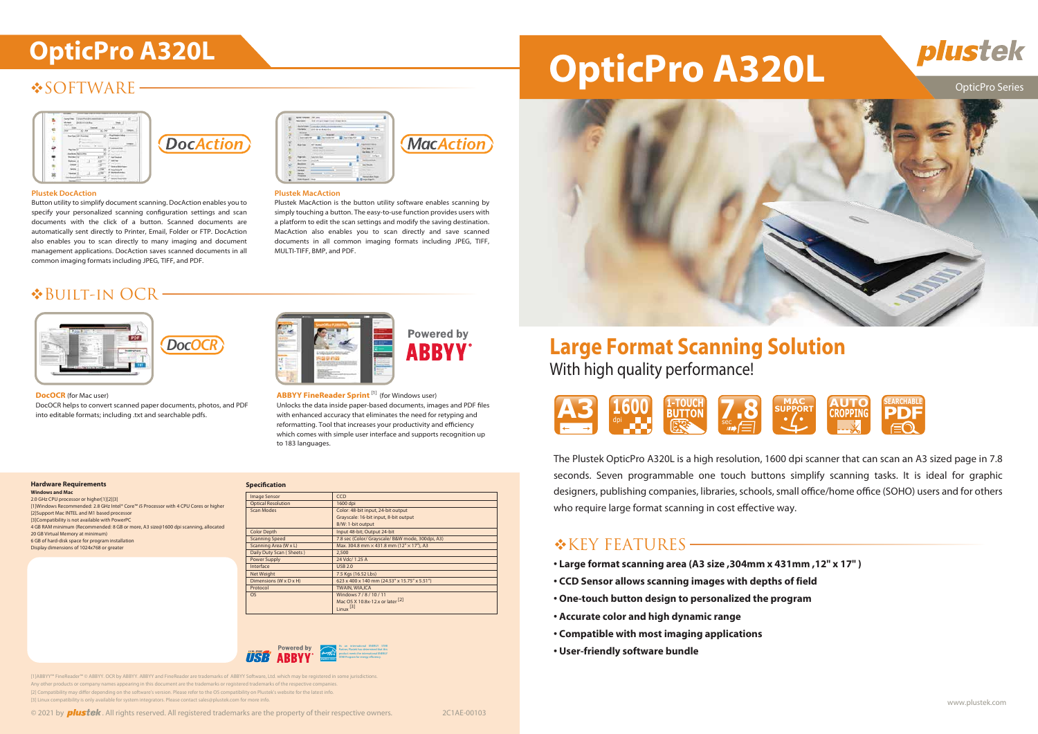# OpticPro A320L

plustek

OpticPro Series

## Large Format Scanning Solution

With high quality performance!

A3 | 1600 dpi | 1-TOUCH BUTTON | 7.8 sec | MAC SUPPORT | AUTO CROPPING | SEARCHABLE PDF

The Plustek OpticPro A320L is a high resolution, 1600 dpi scanner that can scan an A3 sized page in 7.8 seconds. Seven programmable one touch buttons simplify scanning tasks. It is ideal for graphic designers, publishing companies, libraries, schools, small office/home office (SOHO) users and for others who require large format scanning in cost effective way.

## ❖KEY FEATURES

- **Large format scanning area (A3 size ,304mm x 431mm ,12" x 17" )**
- **CCD Sensor allows scanning images with depths of field**
- **One-touch button design to personalized the program**
- **Accurate color and high dynamic range**
- **Compatible with most imaging applications**
- **User-friendly software bundle**

www.plustek.com

# OpticPro A320L

## ❖SOFTWARE

DocAction

**Plustek DocAction**

Button utility to simplify document scanning. DocAction enables you to specify your personalized scanning configuration settings and scan documents with the click of a button. Scanned documents are automatically sent directly to Printer, Email, Folder or FTP. DocAction also enables you to scan directly to many imaging and document management applications. DocAction saves scanned documents in all common imaging formats including JPEG, TIFF, and PDF.

MacAction

**Plustek MacAction**

Plustek MacAction is the button utility software enables scanning by simply touching a button. The easy-to-use function provides users with a platform to edit the scan settings and modify the saving destination. MacAction also enables you to scan directly and save scanned documents in all common imaging formats including JPEG, TIFF, MULTI-TIFF, BMP, and PDF.

## ❖BUILT-IN OCR

DocOCR

**DocOCR** (for Mac user)

DocOCR helps to convert scanned paper documents, photos, and PDF into editable formats; including .txt and searchable pdfs.

Powered by ABBYY

**ABBYY FineReader Sprint** [1] (for Windows user)

Unlocks the data inside paper-based documents, images and PDF files with enhanced accuracy that eliminates the need for retyping and reformatting. Tool that increases your productivity and efficiency which comes with simple user interface and supports recognition up to 183 languages.

**Hardware Requirements**

**Windows and Mac**

2.0 GHz CPU processor or higher[1][2][3]
[1]Windows Recommended: 2.8 GHz Intel® Core™ i5 Processor with 4 CPU Cores or higher
[2]Support Mac INTEL and M1 based processor
[3]Compatibility is not available with PowerPC
4 GB RAM minimum (Recommended: 8 GB or more, A3 size@1600 dpi scanning, allocated 20 GB Virtual Memory at minimum)
6 GB of hard-disk space for program installation
Display dimensions of 1024x768 or greater

**Specification**

| | |
|---|---|
| Image Sensor | CCD |
| Optical Resolution | 1600 dpi |
| Scan Modes | Color: 48-bit input, 24-bit output<br>Grayscale: 16-bit input, 8-bit output<br>B/W: 1-bit output |
| Color Depth | Input 48-bit; Output 24-bit |
| Scanning Speed | 7.8 sec (Color/ Grayscale/ B&W mode, 300dpi, A3) |
| Scanning Area (W x L) | Max. 304.8 mm x 431.8 mm (12" x 17"), A3 |
| Daily Duty Scan ( Sheets ) | 2,500 |
| Power Supply | 24 Vdc/ 1.25 A |
| Interface | USB 2.0 |
| Net Weight | 7.5 Kgs (16.52 Lbs) |
| Dimensions (W x D x H) | 623 x 400 x 140 mm (24.53" x 15.75" x 5.51") |
| Protocol | TWAIN, WIA,ICA |
| OS | Windows 7 / 8 / 10 / 11<br>Mac OS X 10.8x-12.x or later [2]<br>Linux [3] |

USB · Powered by ABBYY · As an international ENERGY STAR Partner, Plustek has determined that this product meets the international ENERGY STAR Program for energy efficiency.

[1]ABBYY™ FineReader™ © ABBYY. OCR by ABBYY. ABBYY and FineReader are trademarks of ABBYY Software, Ltd. which may be registered in some jurisdictions.
Any other products or company names appearing in this document are the trademarks or registered trademarks of the respective companies.
[2] Compatibility may differ depending on the software's version. Please refer to the OS compatibility on Plustek's website for the latest info.
[3] Linux compatibility is only available for system integrators. Please contact sales@plustek.com for more info.

© 2021 by plustek. All rights reserved. All registered trademarks are the property of their respective owners.

2C1AE-00103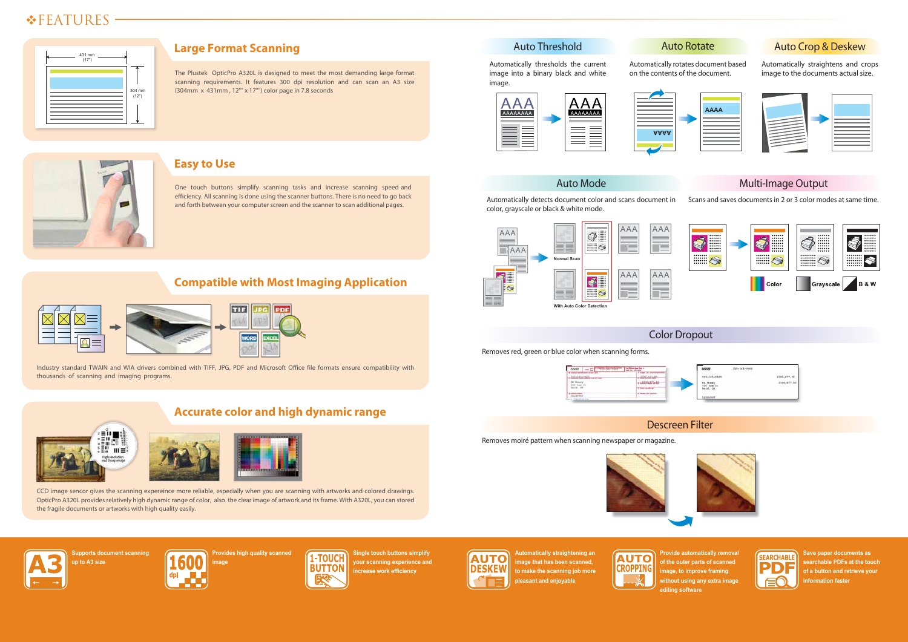# ❖FEATURES

## Large Format Scanning

431 mm (17")

304 mm (12")

The Plustek OpticPro A320L is designed to meet the most demanding large format scanning requirements. It features 300 dpi resolution and can scan an A3 size (304mm x 431mm , 12"" x 17"") color page in 7.8 seconds

## Easy to Use

One touch buttons simplify scanning tasks and increase scanning speed and efficiency. All scanning is done using the scanner buttons. There is no need to go back and forth between your computer screen and the scanner to scan additional pages.

## Compatible with Most Imaging Application

Industry standard TWAIN and WIA drivers combined with TIFF, JPG, PDF and Microsoft Office file formats ensure compatibility with thousands of scanning and imaging programs.

## Accurate color and high dynamic range

CCD image sencor gives the scanning expereince more reliable, especially when you are scanning with artworks and colored drawings. OpticPro A320L provides relatively high dynamic range of color, also the clear image of artwork and its frame. With A320L, you can stored the fragile documents or artworks with high quality easily.

## Auto Threshold

Automatically thresholds the current image into a binary black and white image.

## Auto Rotate

Automatically rotates document based on the contents of the document.

## Auto Crop & Deskew

Automatically straightens and crops image to the documents actual size.

## Auto Mode

Automatically detects document color and scans document in color, grayscale or black & white mode.

Normal Scan

With Auto Color Detection

## Multi-Image Output

Scans and saves documents in 2 or 3 color modes at same time.

Color | Grayscale | B & W

## Color Dropout

Removes red, green or blue color when scanning forms.

## Descreen Filter

Removes moiré pattern when scanning newspaper or magazine.

**A3** Supports document scanning up to A3 size

**1600 dpi** Provides high quality scanned image

**1-TOUCH BUTTON** Single touch buttons simplify your scanning experience and increase work efficiency

**AUTO DESKEW** Automatically straightening an image that has been scanned, to make the scanning job more pleasant and enjoyable

**AUTO CROPPING** Provide automatically removal of the outer parts of scanned image, to improve framing without using any extra image editing software

**SEARCHABLE PDF** Save paper documents as searchable PDFs at the touch of a button and retrieve your information faster